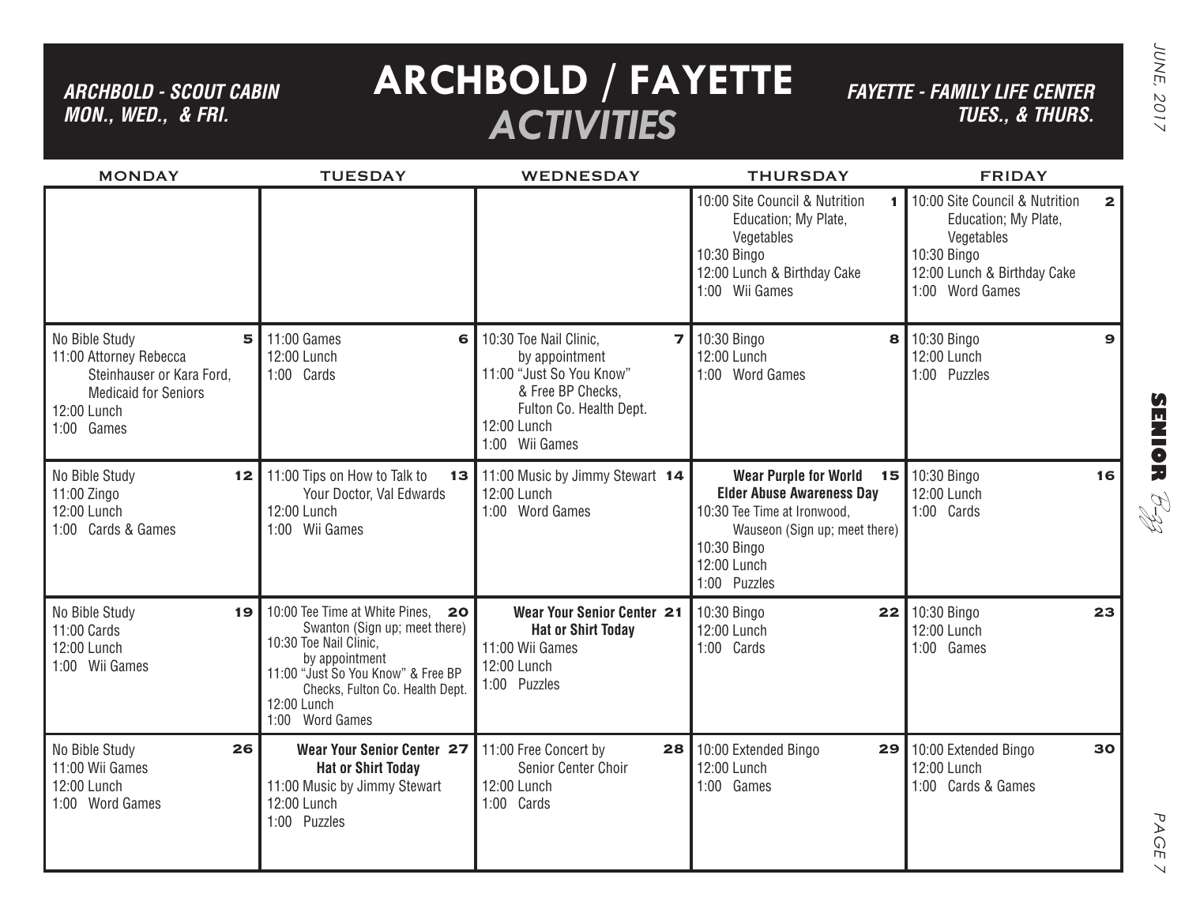# ARCHBOLD / FAYETTE *ACTIVITIES*

***ARCHBOLD - SCOUT CABIN MON., WED., & FRI.***

***FAYETTE - FAMILY LIFE CENTER TUES., & THURS.***

| MONDAY | TUESDAY | WEDNESDAY | THURSDAY | FRIDAY |
|---|---|---|---|---|
| | | | **1** 10:00 Site Council & Nutrition Education; My Plate, Vegetables<br>10:30 Bingo<br>12:00 Lunch & Birthday Cake<br>1:00 Wii Games | **2** 10:00 Site Council & Nutrition Education; My Plate, Vegetables<br>10:30 Bingo<br>12:00 Lunch & Birthday Cake<br>1:00 Word Games |
| **5** No Bible Study<br>11:00 Attorney Rebecca Steinhauser or Kara Ford, Medicaid for Seniors<br>12:00 Lunch<br>1:00 Games | **6** 11:00 Games<br>12:00 Lunch<br>1:00 Cards | **7** 10:30 Toe Nail Clinic, by appointment<br>11:00 "Just So You Know" & Free BP Checks, Fulton Co. Health Dept.<br>12:00 Lunch<br>1:00 Wii Games | **8** 10:30 Bingo<br>12:00 Lunch<br>1:00 Word Games | **9** 10:30 Bingo<br>12:00 Lunch<br>1:00 Puzzles |
| **12** No Bible Study<br>11:00 Zingo<br>12:00 Lunch<br>1:00 Cards & Games | **13** 11:00 Tips on How to Talk to Your Doctor, Val Edwards<br>12:00 Lunch<br>1:00 Wii Games | **14** 11:00 Music by Jimmy Stewart<br>12:00 Lunch<br>1:00 Word Games | **15** **Wear Purple for World Elder Abuse Awareness Day**<br>10:30 Tee Time at Ironwood, Wauseon (Sign up; meet there)<br>10:30 Bingo<br>12:00 Lunch<br>1:00 Puzzles | **16** 10:30 Bingo<br>12:00 Lunch<br>1:00 Cards |
| **19** No Bible Study<br>11:00 Cards<br>12:00 Lunch<br>1:00 Wii Games | **20** 10:00 Tee Time at White Pines, Swanton (Sign up; meet there)<br>10:30 Toe Nail Clinic, by appointment<br>11:00 "Just So You Know" & Free BP Checks, Fulton Co. Health Dept.<br>12:00 Lunch<br>1:00 Word Games | **21** **Wear Your Senior Center Hat or Shirt Today**<br>11:00 Wii Games<br>12:00 Lunch<br>1:00 Puzzles | **22** 10:30 Bingo<br>12:00 Lunch<br>1:00 Cards | **23** 10:30 Bingo<br>12:00 Lunch<br>1:00 Games |
| **26** No Bible Study<br>11:00 Wii Games<br>12:00 Lunch<br>1:00 Word Games | **27** **Wear Your Senior Center Hat or Shirt Today**<br>11:00 Music by Jimmy Stewart<br>12:00 Lunch<br>1:00 Puzzles | **28** 11:00 Free Concert by Senior Center Choir<br>12:00 Lunch<br>1:00 Cards | **29** 10:00 Extended Bingo<br>12:00 Lunch<br>1:00 Games | **30** 10:00 Extended Bingo<br>12:00 Lunch<br>1:00 Cards & Games |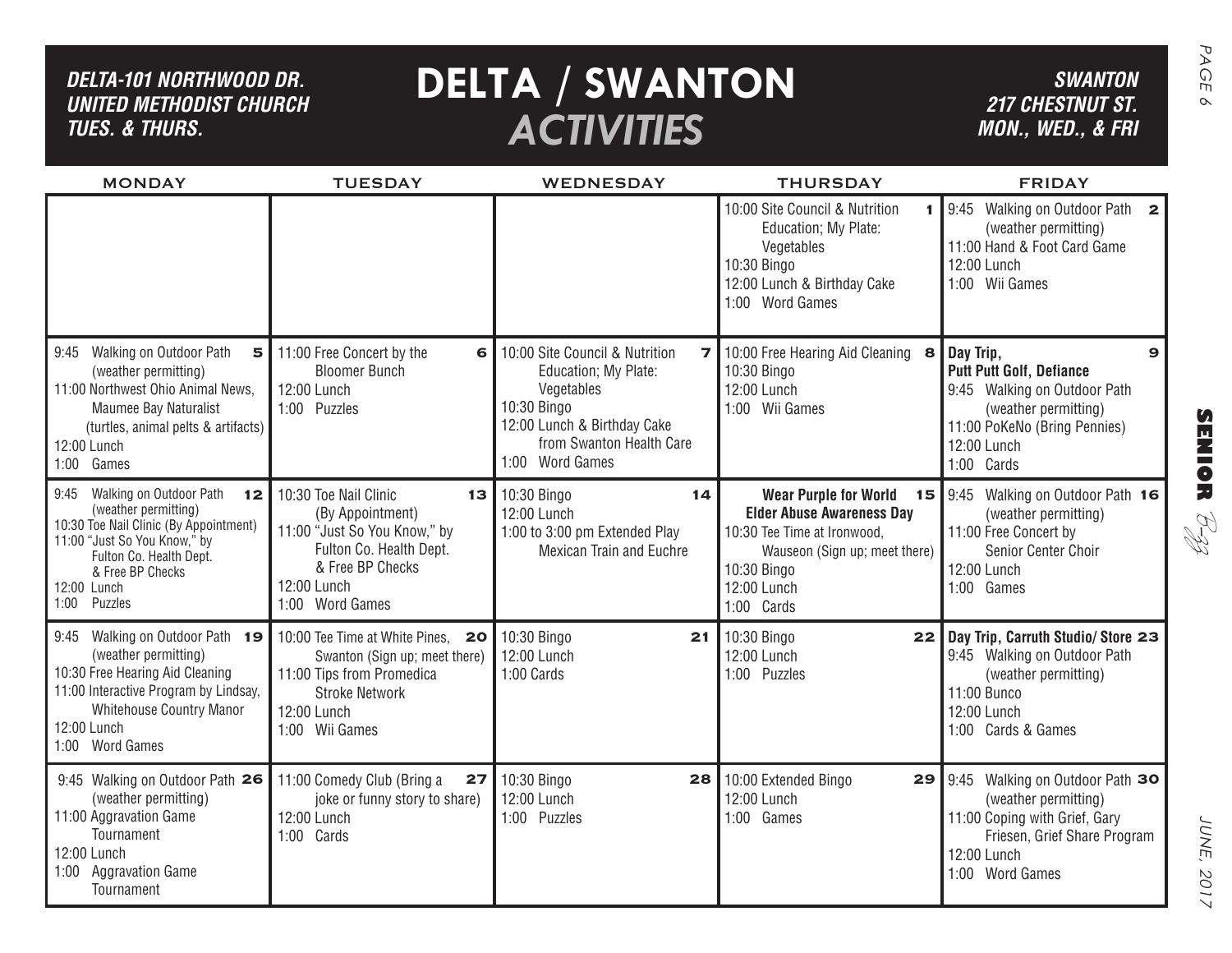# DELTA / SWANTON *ACTIVITIES*

***DELTA-101 NORTHWOOD DR.***
***UNITED METHODIST CHURCH***
***TUES. & THURS.***

***SWANTON***
***217 CHESTNUT ST.***
***MON., WED., & FRI***

| MONDAY | TUESDAY | WEDNESDAY | THURSDAY | FRIDAY |
|---|---|---|---|---|
| | | | **1** 10:00 Site Council & Nutrition Education; My Plate: Vegetables<br>10:30 Bingo<br>12:00 Lunch & Birthday Cake<br>1:00 Word Games | **2** 9:45 Walking on Outdoor Path (weather permitting)<br>11:00 Hand & Foot Card Game<br>12:00 Lunch<br>1:00 Wii Games |
| **5** 9:45 Walking on Outdoor Path (weather permitting)<br>11:00 Northwest Ohio Animal News, Maumee Bay Naturalist (turtles, animal pelts & artifacts)<br>12:00 Lunch<br>1:00 Games | **6** 11:00 Free Concert by the Bloomer Bunch<br>12:00 Lunch<br>1:00 Puzzles | **7** 10:00 Site Council & Nutrition Education; My Plate: Vegetables<br>10:30 Bingo<br>12:00 Lunch & Birthday Cake from Swanton Health Care<br>1:00 Word Games | **8** 10:00 Free Hearing Aid Cleaning<br>10:30 Bingo<br>12:00 Lunch<br>1:00 Wii Games | **9** **Day Trip, Putt Putt Golf, Defiance**<br>9:45 Walking on Outdoor Path (weather permitting)<br>11:00 PoKeNo (Bring Pennies)<br>12:00 Lunch<br>1:00 Cards |
| **12** 9:45 Walking on Outdoor Path (weather permitting)<br>10:30 Toe Nail Clinic (By Appointment)<br>11:00 "Just So You Know," by Fulton Co. Health Dept. & Free BP Checks<br>12:00 Lunch<br>1:00 Puzzles | **13** 10:30 Toe Nail Clinic (By Appointment)<br>11:00 "Just So You Know," by Fulton Co. Health Dept. & Free BP Checks<br>12:00 Lunch<br>1:00 Word Games | **14** 10:30 Bingo<br>12:00 Lunch<br>1:00 to 3:00 pm Extended Play Mexican Train and Euchre | **15** **Wear Purple for World Elder Abuse Awareness Day**<br>10:30 Tee Time at Ironwood, Wauseon (Sign up; meet there)<br>10:30 Bingo<br>12:00 Lunch<br>1:00 Cards | **16** 9:45 Walking on Outdoor Path (weather permitting)<br>11:00 Free Concert by Senior Center Choir<br>12:00 Lunch<br>1:00 Games |
| **19** 9:45 Walking on Outdoor Path (weather permitting)<br>10:30 Free Hearing Aid Cleaning<br>11:00 Interactive Program by Lindsay, Whitehouse Country Manor<br>12:00 Lunch<br>1:00 Word Games | **20** 10:00 Tee Time at White Pines, Swanton (Sign up; meet there)<br>11:00 Tips from Promedica Stroke Network<br>12:00 Lunch<br>1:00 Wii Games | **21** 10:30 Bingo<br>12:00 Lunch<br>1:00 Cards | **22** 10:30 Bingo<br>12:00 Lunch<br>1:00 Puzzles | **23** **Day Trip, Carruth Studio/ Store**<br>9:45 Walking on Outdoor Path (weather permitting)<br>11:00 Bunco<br>12:00 Lunch<br>1:00 Cards & Games |
| **26** 9:45 Walking on Outdoor Path (weather permitting)<br>11:00 Aggravation Game Tournament<br>12:00 Lunch<br>1:00 Aggravation Game Tournament | **27** 11:00 Comedy Club (Bring a joke or funny story to share)<br>12:00 Lunch<br>1:00 Cards | **28** 10:30 Bingo<br>12:00 Lunch<br>1:00 Puzzles | **29** 10:00 Extended Bingo<br>12:00 Lunch<br>1:00 Games | **30** 9:45 Walking on Outdoor Path (weather permitting)<br>11:00 Coping with Grief, Gary Friesen, Grief Share Program<br>12:00 Lunch<br>1:00 Word Games |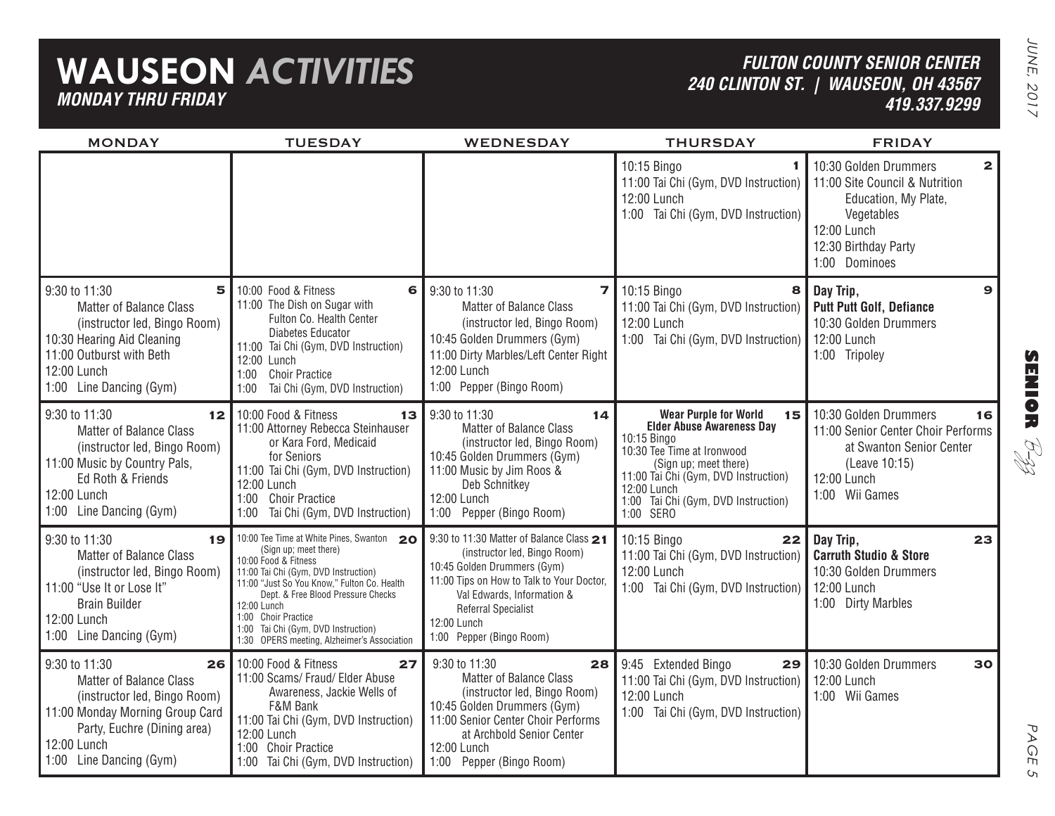# WAUSEON *ACTIVITIES*

***MONDAY THRU FRIDAY***

***FULTON COUNTY SENIOR CENTER***
***240 CLINTON ST. | WAUSEON, OH 43567***
***419.337.9299***

| MONDAY | TUESDAY | WEDNESDAY | THURSDAY | FRIDAY |
|---|---|---|---|---|
| | | | **1** 10:15 Bingo<br>11:00 Tai Chi (Gym, DVD Instruction)<br>12:00 Lunch<br>1:00 Tai Chi (Gym, DVD Instruction) | **2** 10:30 Golden Drummers<br>11:00 Site Council & Nutrition Education, My Plate, Vegetables<br>12:00 Lunch<br>12:30 Birthday Party<br>1:00 Dominoes |
| **5** 9:30 to 11:30 Matter of Balance Class (instructor led, Bingo Room)<br>10:30 Hearing Aid Cleaning<br>11:00 Outburst with Beth<br>12:00 Lunch<br>1:00 Line Dancing (Gym) | **6** 10:00 Food & Fitness<br>11:00 The Dish on Sugar with Fulton Co. Health Center Diabetes Educator<br>11:00 Tai Chi (Gym, DVD Instruction)<br>12:00 Lunch<br>1:00 Choir Practice<br>1:00 Tai Chi (Gym, DVD Instruction) | **7** 9:30 to 11:30 Matter of Balance Class (instructor led, Bingo Room)<br>10:45 Golden Drummers (Gym)<br>11:00 Dirty Marbles/Left Center Right<br>12:00 Lunch<br>1:00 Pepper (Bingo Room) | **8** 10:15 Bingo<br>11:00 Tai Chi (Gym, DVD Instruction)<br>12:00 Lunch<br>1:00 Tai Chi (Gym, DVD Instruction) | **9** **Day Trip, Putt Putt Golf, Defiance**<br>10:30 Golden Drummers<br>12:00 Lunch<br>1:00 Tripoley |
| **12** 9:30 to 11:30 Matter of Balance Class (instructor led, Bingo Room)<br>11:00 Music by Country Pals, Ed Roth & Friends<br>12:00 Lunch<br>1:00 Line Dancing (Gym) | **13** 10:00 Food & Fitness<br>11:00 Attorney Rebecca Steinhauser or Kara Ford, Medicaid for Seniors<br>11:00 Tai Chi (Gym, DVD Instruction)<br>12:00 Lunch<br>1:00 Choir Practice<br>1:00 Tai Chi (Gym, DVD Instruction) | **14** 9:30 to 11:30 Matter of Balance Class (instructor led, Bingo Room)<br>10:45 Golden Drummers (Gym)<br>11:00 Music by Jim Roos & Deb Schnitkey<br>12:00 Lunch<br>1:00 Pepper (Bingo Room) | **15** **Wear Purple for World Elder Abuse Awareness Day**<br>10:15 Bingo<br>10:30 Tee Time at Ironwood (Sign up; meet there)<br>11:00 Tai Chi (Gym, DVD Instruction)<br>12:00 Lunch<br>1:00 Tai Chi (Gym, DVD Instruction)<br>1:00 SERO | **16** 10:30 Golden Drummers<br>11:00 Senior Center Choir Performs at Swanton Senior Center (Leave 10:15)<br>12:00 Lunch<br>1:00 Wii Games |
| **19** 9:30 to 11:30 Matter of Balance Class (instructor led, Bingo Room)<br>11:00 "Use It or Lose It" Brain Builder<br>12:00 Lunch<br>1:00 Line Dancing (Gym) | **20** 10:00 Tee Time at White Pines, Swanton (Sign up; meet there)<br>10:00 Food & Fitness<br>11:00 Tai Chi (Gym, DVD Instruction)<br>11:00 "Just So You Know," Fulton Co. Health Dept. & Free Blood Pressure Checks<br>12:00 Lunch<br>1:00 Choir Practice<br>1:00 Tai Chi (Gym, DVD Instruction)<br>1:30 OPERS meeting, Alzheimer's Association | **21** 9:30 to 11:30 Matter of Balance Class (instructor led, Bingo Room)<br>10:45 Golden Drummers (Gym)<br>11:00 Tips on How to Talk to Your Doctor, Val Edwards, Information & Referral Specialist<br>12:00 Lunch<br>1:00 Pepper (Bingo Room) | **22** 10:15 Bingo<br>11:00 Tai Chi (Gym, DVD Instruction)<br>12:00 Lunch<br>1:00 Tai Chi (Gym, DVD Instruction) | **23** **Day Trip, Carruth Studio & Store**<br>10:30 Golden Drummers<br>12:00 Lunch<br>1:00 Dirty Marbles |
| **26** 9:30 to 11:30 Matter of Balance Class (instructor led, Bingo Room)<br>11:00 Monday Morning Group Card Party, Euchre (Dining area)<br>12:00 Lunch<br>1:00 Line Dancing (Gym) | **27** 10:00 Food & Fitness<br>11:00 Scams/ Fraud/ Elder Abuse Awareness, Jackie Wells of F&M Bank<br>11:00 Tai Chi (Gym, DVD Instruction)<br>12:00 Lunch<br>1:00 Choir Practice<br>1:00 Tai Chi (Gym, DVD Instruction) | **28** 9:30 to 11:30 Matter of Balance Class (instructor led, Bingo Room)<br>10:45 Golden Drummers (Gym)<br>11:00 Senior Center Choir Performs at Archbold Senior Center<br>12:00 Lunch<br>1:00 Pepper (Bingo Room) | **29** 9:45 Extended Bingo<br>11:00 Tai Chi (Gym, DVD Instruction)<br>12:00 Lunch<br>1:00 Tai Chi (Gym, DVD Instruction) | **30** 10:30 Golden Drummers<br>12:00 Lunch<br>1:00 Wii Games |